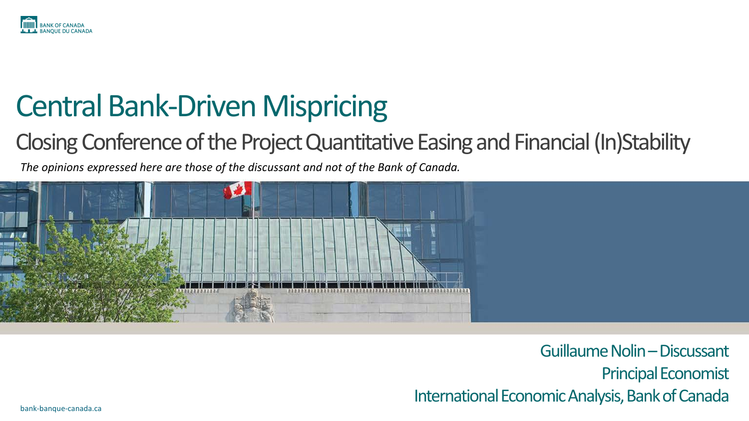BANK OF CANADA
BANQUE DU CANADA

# Central Bank-Driven Mispricing

## Closing Conference of the Project Quantitative Easing and Financial (In)Stability

*The opinions expressed here are those of the discussant and not of the Bank of Canada.*

Guillaume Nolin – Discussant
Principal Economist
International Economic Analysis, Bank of Canada

bank-banque-canada.ca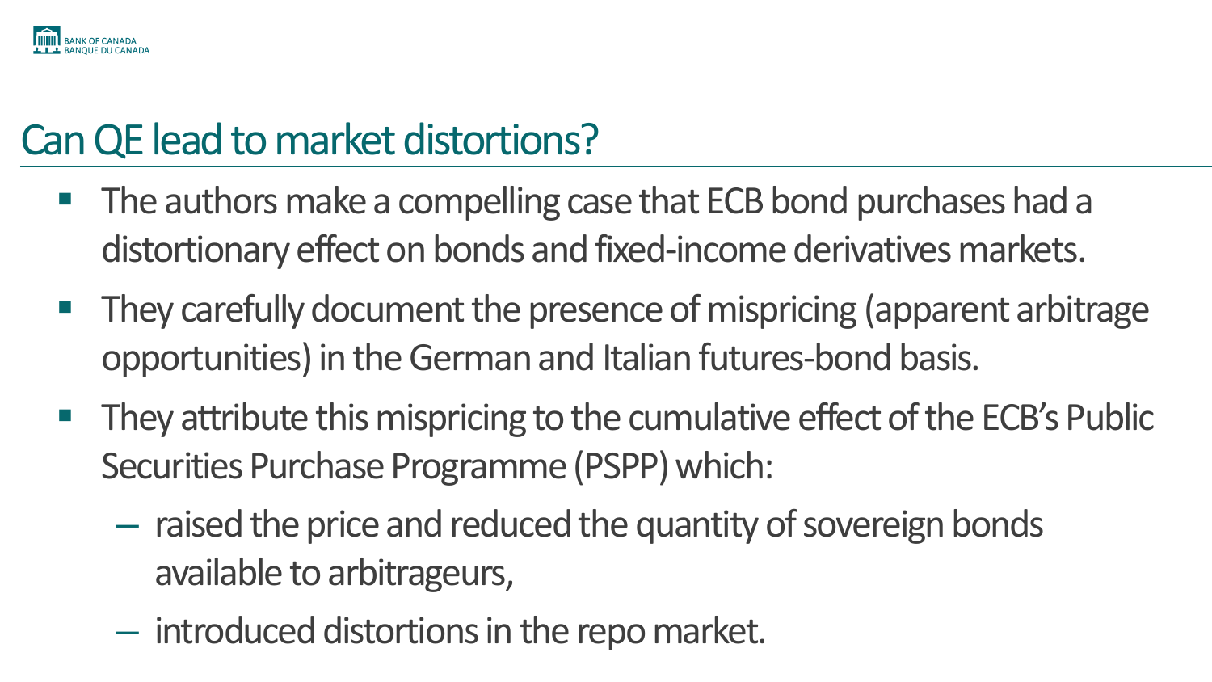## Can QE lead to market distortions?

- The authors make a compelling case that ECB bond purchases had a distortionary effect on bonds and fixed-income derivatives markets.
- They carefully document the presence of mispricing (apparent arbitrage opportunities) in the German and Italian futures-bond basis.
- They attribute this mispricing to the cumulative effect of the ECB's Public Securities Purchase Programme (PSPP) which:
  - raised the price and reduced the quantity of sovereign bonds available to arbitrageurs,
  - introduced distortions in the repo market.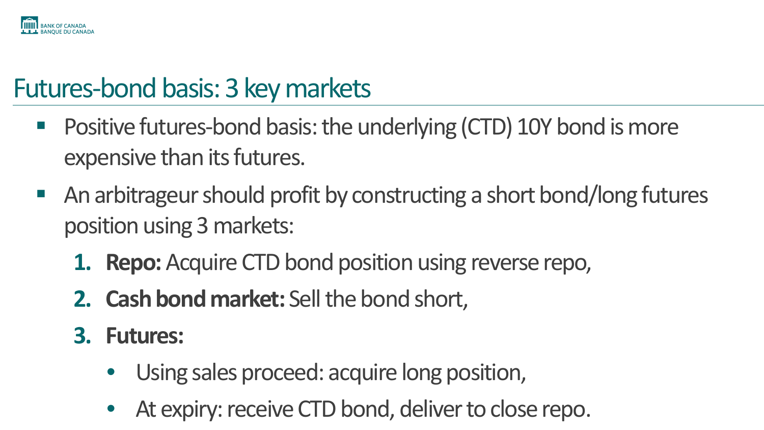# Futures-bond basis: 3 key markets

- Positive futures-bond basis: the underlying (CTD) 10Y bond is more expensive than its futures.
- An arbitrageur should profit by constructing a short bond/long futures position using 3 markets:
  1. **Repo:** Acquire CTD bond position using reverse repo,
  2. **Cash bond market:** Sell the bond short,
  3. **Futures:**
     - Using sales proceed: acquire long position,
     - At expiry: receive CTD bond, deliver to close repo.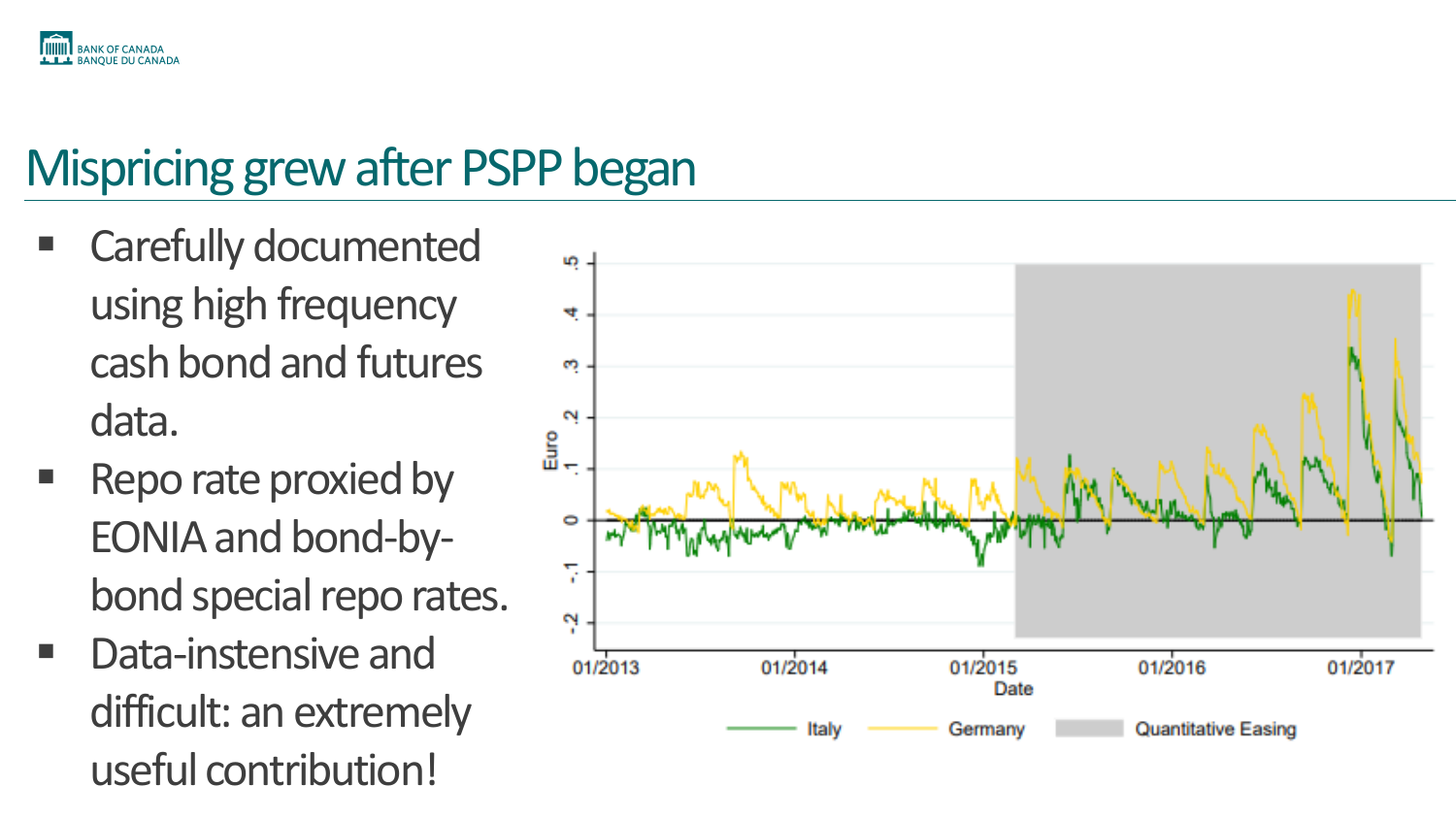# Mispricing grew after PSPP began

- Carefully documented using high frequency cash bond and futures data.
- Repo rate proxied by EONIA and bond-by-bond special repo rates.
- Data-instensive and difficult: an extremely useful contribution!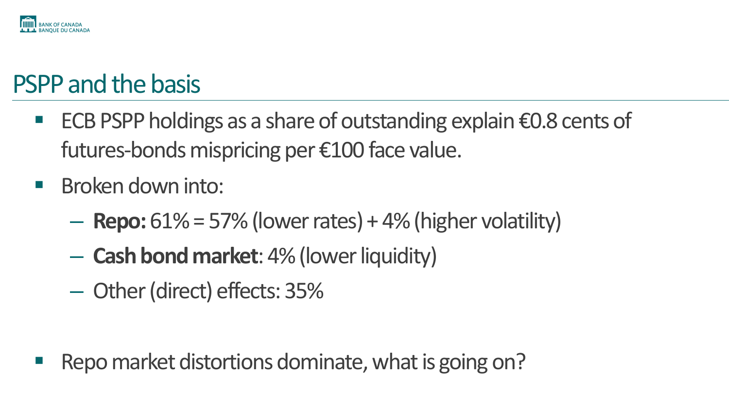# PSPP and the basis

- ECB PSPP holdings as a share of outstanding explain €0.8 cents of futures-bonds mispricing per €100 face value.
- Broken down into:
  - **Repo:** 61% = 57% (lower rates) + 4% (higher volatility)
  - **Cash bond market**: 4% (lower liquidity)
  - Other (direct) effects: 35%

- Repo market distortions dominate, what is going on?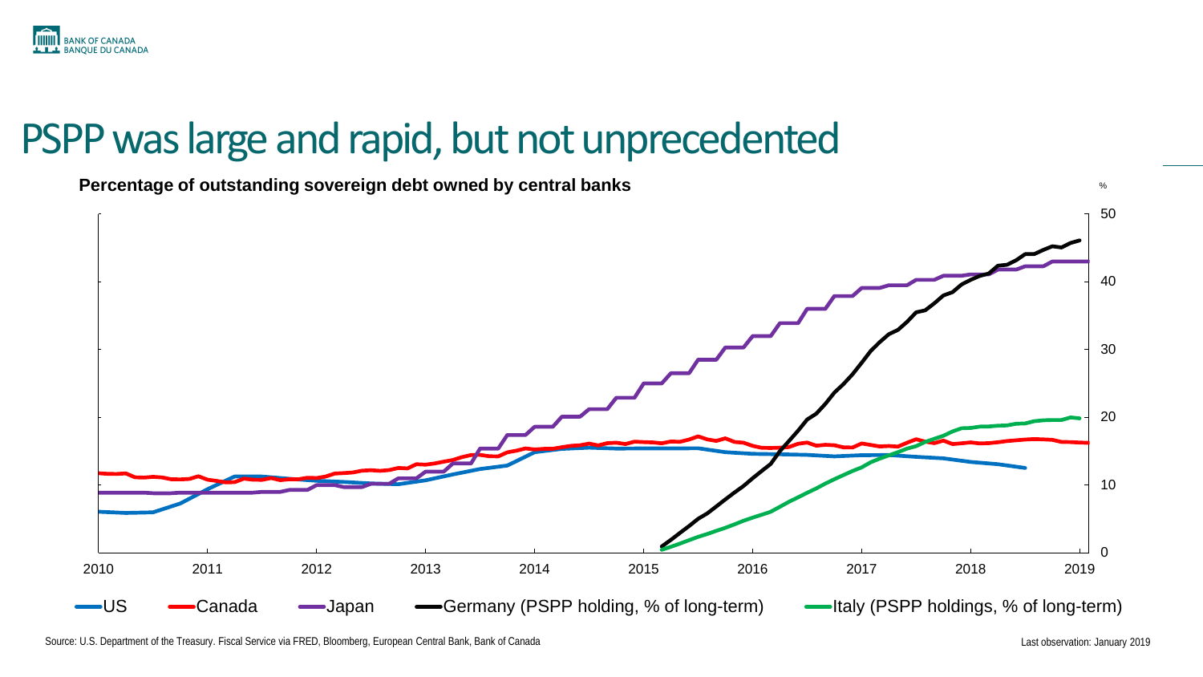# PSPP was large and rapid, but not unprecedented

**Percentage of outstanding sovereign debt owned by central banks**

%

50

40

30

20

10

0

2010 2011 2012 2013 2014 2015 2016 2017 2018 2019

US Canada Japan Germany (PSPP holding, % of long-term) Italy (PSPP holdings, % of long-term)

Source: U.S. Department of the Treasury. Fiscal Service via FRED, Bloomberg, European Central Bank, Bank of Canada

Last observation: January 2019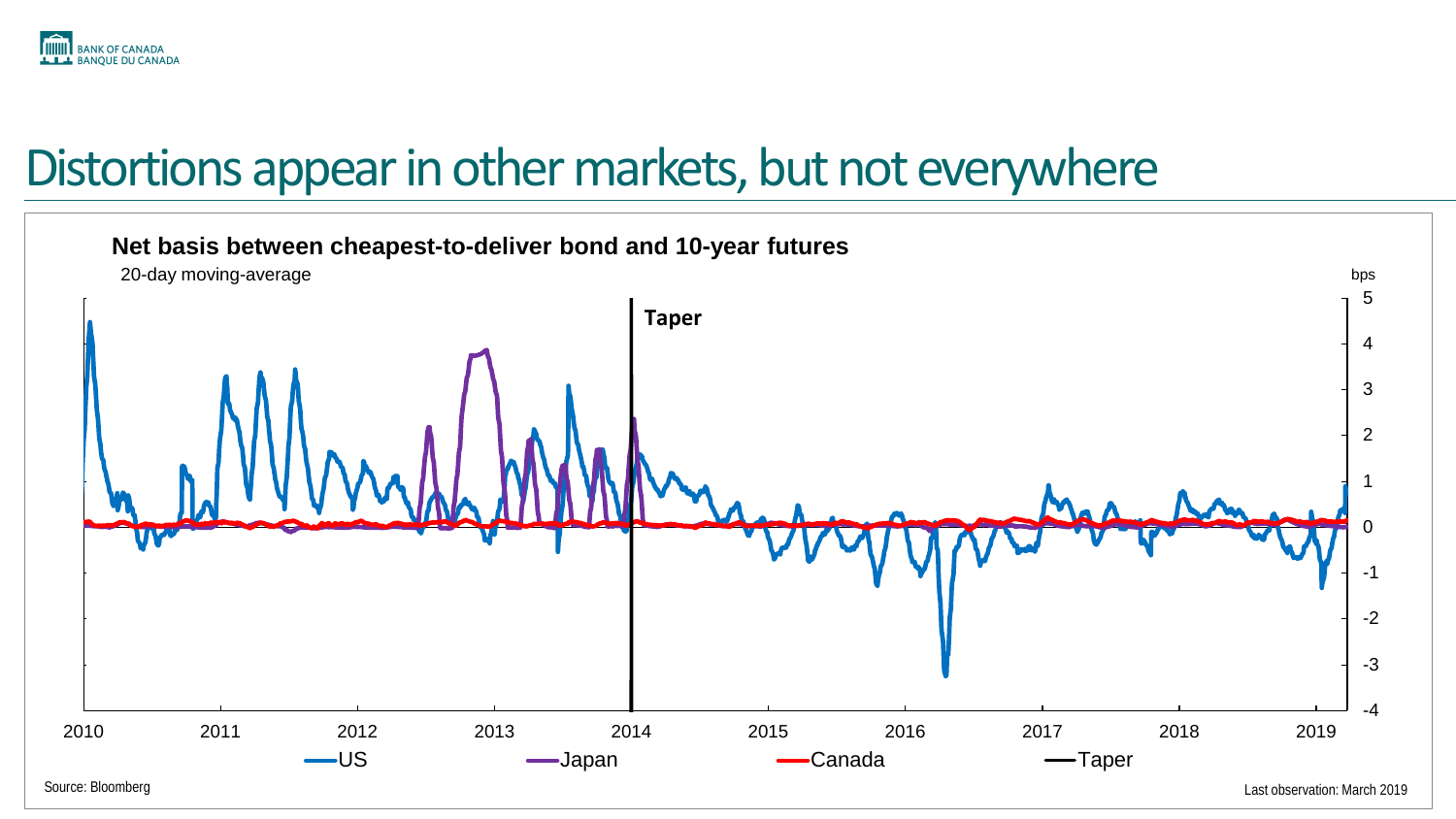# Distortions appear in other markets, but not everywhere

**Net basis between cheapest-to-deliver bond and 10-year futures**

20-day moving-average

bps

Taper

US — Japan — Canada — Taper

Source: Bloomberg

Last observation: March 2019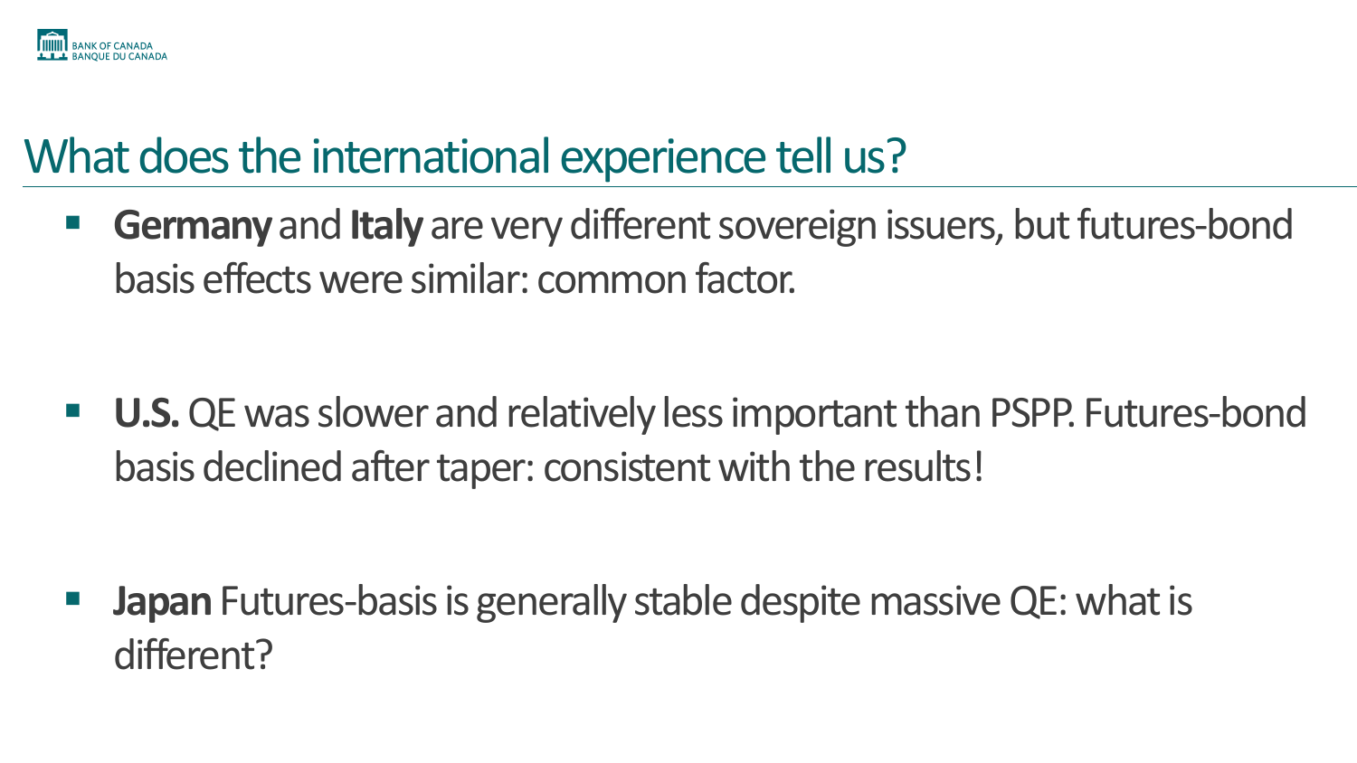# What does the international experience tell us?

- **Germany** and **Italy** are very different sovereign issuers, but futures-bond basis effects were similar: common factor.

- **U.S.** QE was slower and relatively less important than PSPP. Futures-bond basis declined after taper: consistent with the results!

- **Japan** Futures-basis is generally stable despite massive QE: what is different?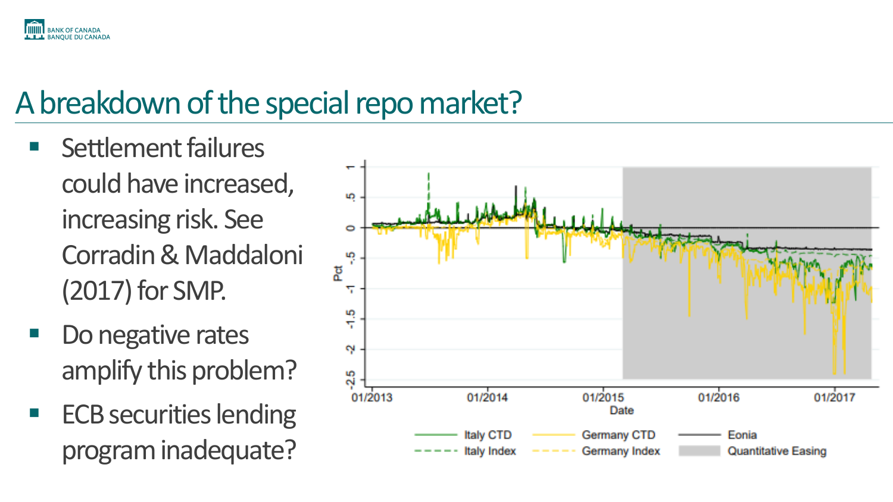# A breakdown of the special repo market?

- Settlement failures could have increased, increasing risk. See Corradin & Maddaloni (2017) for SMP.
- Do negative rates amplify this problem?
- ECB securities lending program inadequate?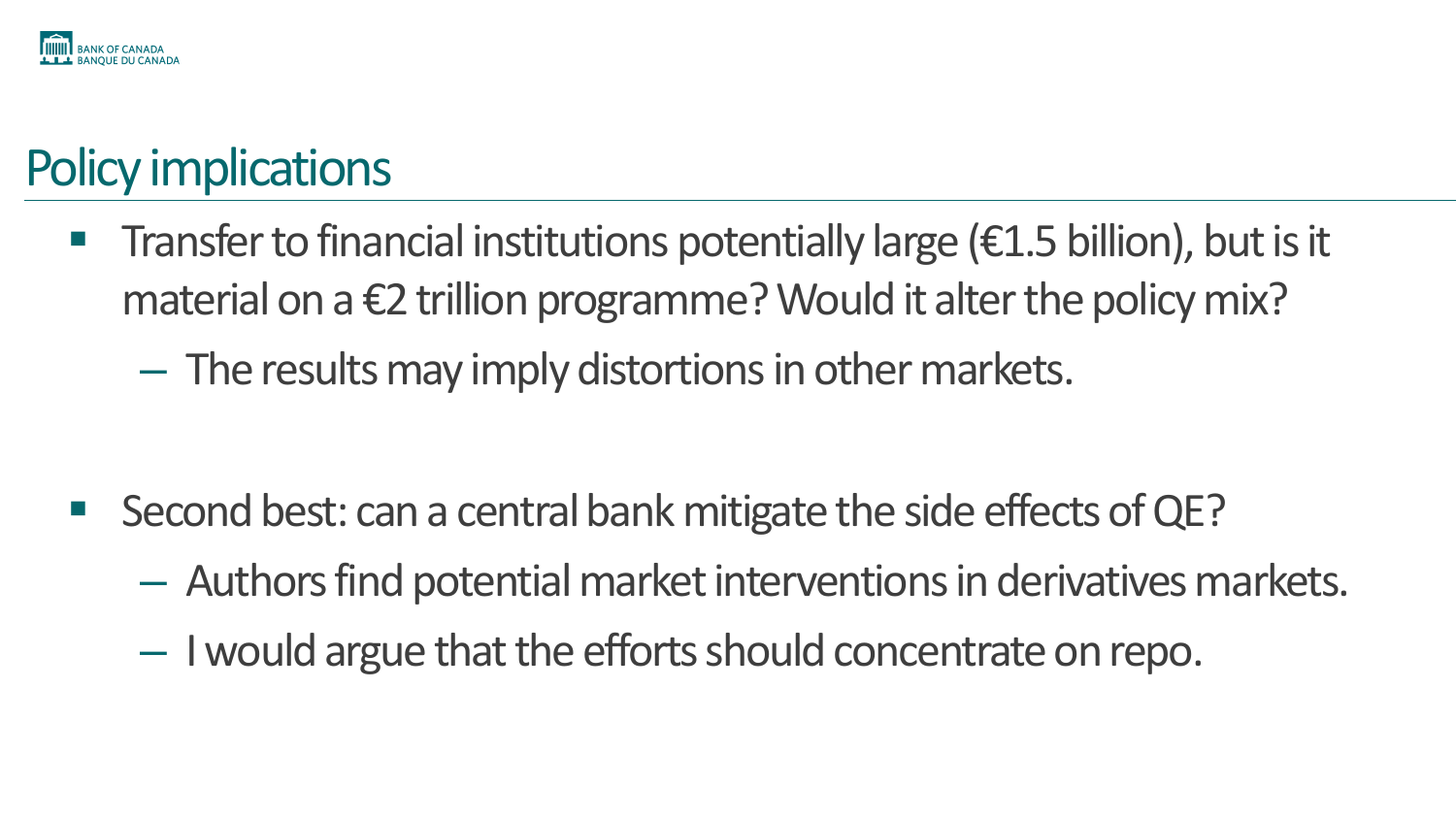# Policy implications

- Transfer to financial institutions potentially large (€1.5 billion), but is it material on a €2 trillion programme? Would it alter the policy mix?
  - The results may imply distortions in other markets.

- Second best: can a central bank mitigate the side effects of QE?
  - Authors find potential market interventions in derivatives markets.
  - I would argue that the efforts should concentrate on repo.